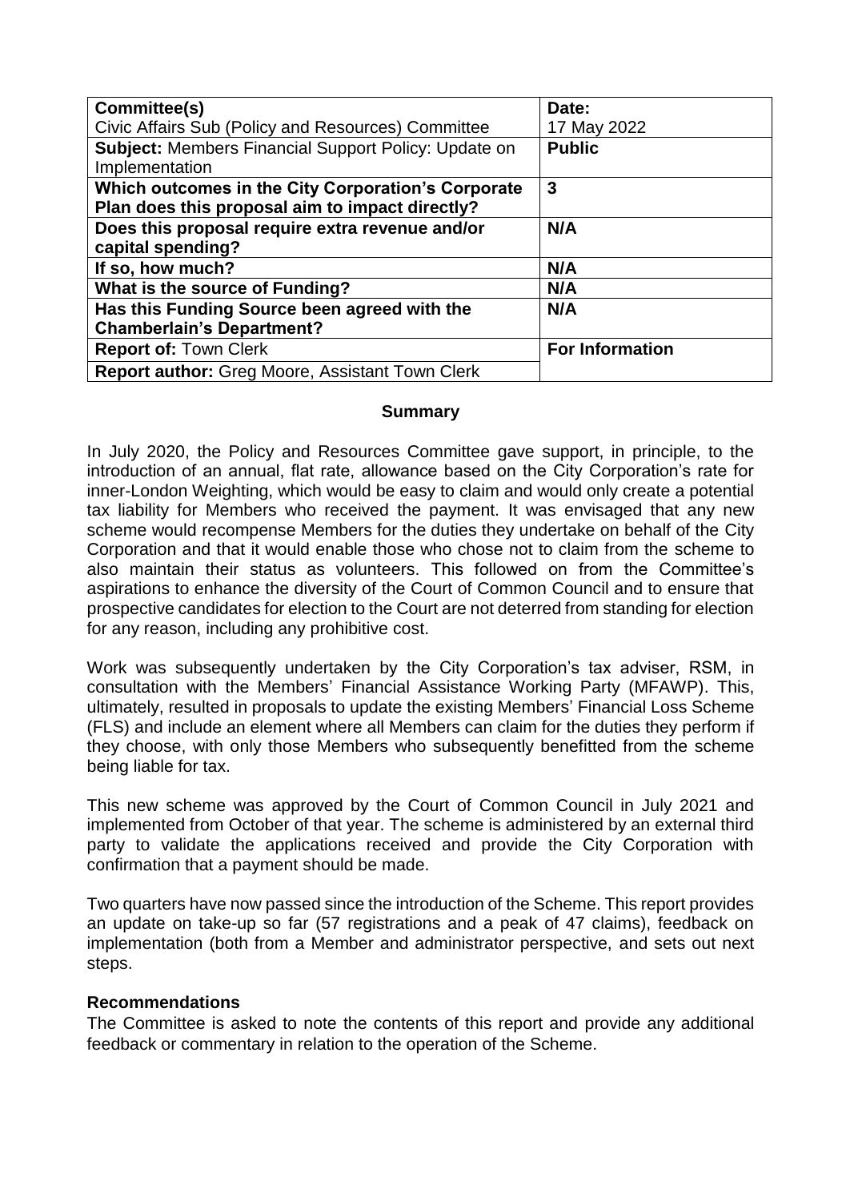| **Committee(s)** Civic Affairs Sub (Policy and Resources) Committee | **Date:** 17 May 2022 |
|---|---|
| **Subject:** Members Financial Support Policy: Update on Implementation | **Public** |
| **Which outcomes in the City Corporation's Corporate Plan does this proposal aim to impact directly?** | **3** |
| **Does this proposal require extra revenue and/or capital spending?** | **N/A** |
| **If so, how much?** | **N/A** |
| **What is the source of Funding?** | **N/A** |
| **Has this Funding Source been agreed with the Chamberlain's Department?** | **N/A** |
| **Report of:** Town Clerk | **For Information** |
| **Report author:** Greg Moore, Assistant Town Clerk | |

## Summary

In July 2020, the Policy and Resources Committee gave support, in principle, to the introduction of an annual, flat rate, allowance based on the City Corporation's rate for inner-London Weighting, which would be easy to claim and would only create a potential tax liability for Members who received the payment. It was envisaged that any new scheme would recompense Members for the duties they undertake on behalf of the City Corporation and that it would enable those who chose not to claim from the scheme to also maintain their status as volunteers. This followed on from the Committee's aspirations to enhance the diversity of the Court of Common Council and to ensure that prospective candidates for election to the Court are not deterred from standing for election for any reason, including any prohibitive cost.

Work was subsequently undertaken by the City Corporation's tax adviser, RSM, in consultation with the Members' Financial Assistance Working Party (MFAWP). This, ultimately, resulted in proposals to update the existing Members' Financial Loss Scheme (FLS) and include an element where all Members can claim for the duties they perform if they choose, with only those Members who subsequently benefitted from the scheme being liable for tax.

This new scheme was approved by the Court of Common Council in July 2021 and implemented from October of that year. The scheme is administered by an external third party to validate the applications received and provide the City Corporation with confirmation that a payment should be made.

Two quarters have now passed since the introduction of the Scheme. This report provides an update on take-up so far (57 registrations and a peak of 47 claims), feedback on implementation (both from a Member and administrator perspective, and sets out next steps.

## Recommendations

The Committee is asked to note the contents of this report and provide any additional feedback or commentary in relation to the operation of the Scheme.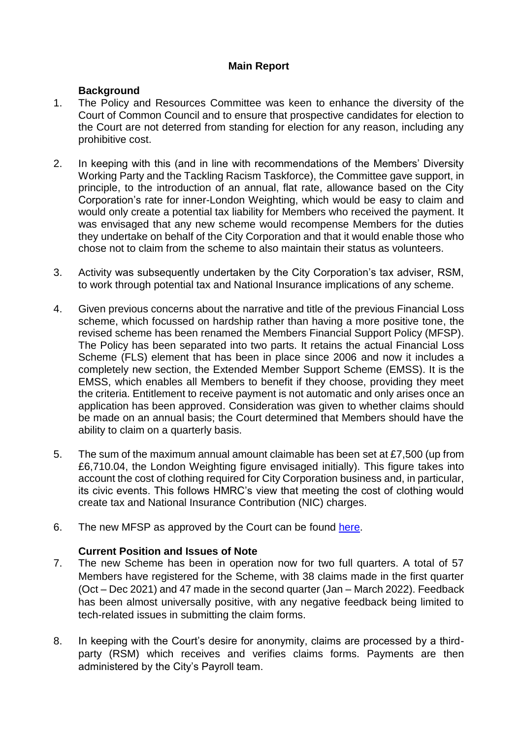## Main Report

### Background

1. The Policy and Resources Committee was keen to enhance the diversity of the Court of Common Council and to ensure that prospective candidates for election to the Court are not deterred from standing for election for any reason, including any prohibitive cost.

2. In keeping with this (and in line with recommendations of the Members' Diversity Working Party and the Tackling Racism Taskforce), the Committee gave support, in principle, to the introduction of an annual, flat rate, allowance based on the City Corporation's rate for inner-London Weighting, which would be easy to claim and would only create a potential tax liability for Members who received the payment. It was envisaged that any new scheme would recompense Members for the duties they undertake on behalf of the City Corporation and that it would enable those who chose not to claim from the scheme to also maintain their status as volunteers.

3. Activity was subsequently undertaken by the City Corporation's tax adviser, RSM, to work through potential tax and National Insurance implications of any scheme.

4. Given previous concerns about the narrative and title of the previous Financial Loss scheme, which focussed on hardship rather than having a more positive tone, the revised scheme has been renamed the Members Financial Support Policy (MFSP). The Policy has been separated into two parts. It retains the actual Financial Loss Scheme (FLS) element that has been in place since 2006 and now it includes a completely new section, the Extended Member Support Scheme (EMSS). It is the EMSS, which enables all Members to benefit if they choose, providing they meet the criteria. Entitlement to receive payment is not automatic and only arises once an application has been approved. Consideration was given to whether claims should be made on an annual basis; the Court determined that Members should have the ability to claim on a quarterly basis.

5. The sum of the maximum annual amount claimable has been set at £7,500 (up from £6,710.04, the London Weighting figure envisaged initially). This figure takes into account the cost of clothing required for City Corporation business and, in particular, its civic events. This follows HMRC's view that meeting the cost of clothing would create tax and National Insurance Contribution (NIC) charges.

6. The new MFSP as approved by the Court can be found here.

### Current Position and Issues of Note

7. The new Scheme has been in operation now for two full quarters. A total of 57 Members have registered for the Scheme, with 38 claims made in the first quarter (Oct – Dec 2021) and 47 made in the second quarter (Jan – March 2022). Feedback has been almost universally positive, with any negative feedback being limited to tech-related issues in submitting the claim forms.

8. In keeping with the Court's desire for anonymity, claims are processed by a third-party (RSM) which receives and verifies claims forms. Payments are then administered by the City's Payroll team.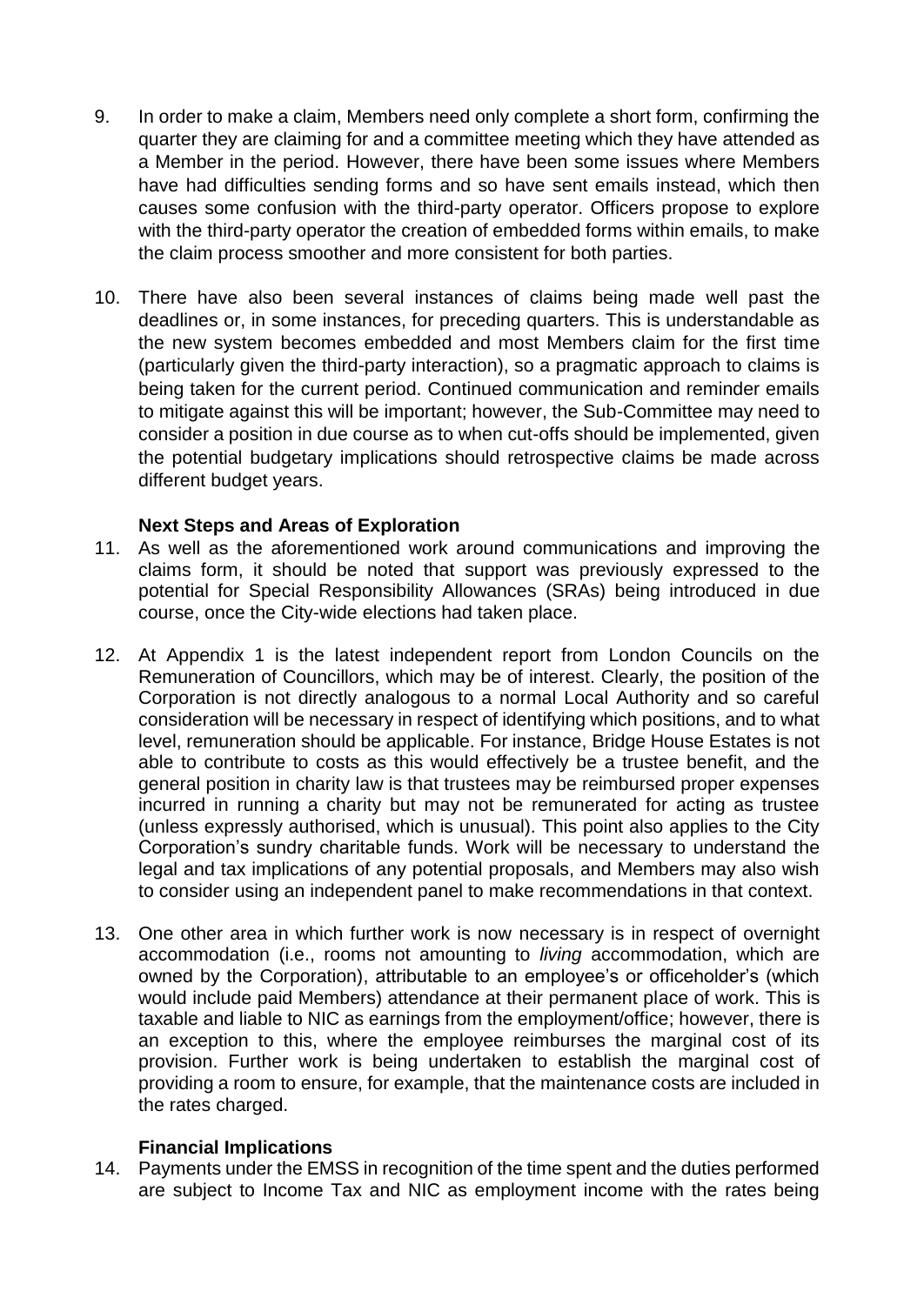9. In order to make a claim, Members need only complete a short form, confirming the quarter they are claiming for and a committee meeting which they have attended as a Member in the period. However, there have been some issues where Members have had difficulties sending forms and so have sent emails instead, which then causes some confusion with the third-party operator. Officers propose to explore with the third-party operator the creation of embedded forms within emails, to make the claim process smoother and more consistent for both parties.

10. There have also been several instances of claims being made well past the deadlines or, in some instances, for preceding quarters. This is understandable as the new system becomes embedded and most Members claim for the first time (particularly given the third-party interaction), so a pragmatic approach to claims is being taken for the current period. Continued communication and reminder emails to mitigate against this will be important; however, the Sub-Committee may need to consider a position in due course as to when cut-offs should be implemented, given the potential budgetary implications should retrospective claims be made across different budget years.

**Next Steps and Areas of Exploration**

11. As well as the aforementioned work around communications and improving the claims form, it should be noted that support was previously expressed to the potential for Special Responsibility Allowances (SRAs) being introduced in due course, once the City-wide elections had taken place.

12. At Appendix 1 is the latest independent report from London Councils on the Remuneration of Councillors, which may be of interest. Clearly, the position of the Corporation is not directly analogous to a normal Local Authority and so careful consideration will be necessary in respect of identifying which positions, and to what level, remuneration should be applicable. For instance, Bridge House Estates is not able to contribute to costs as this would effectively be a trustee benefit, and the general position in charity law is that trustees may be reimbursed proper expenses incurred in running a charity but may not be remunerated for acting as trustee (unless expressly authorised, which is unusual). This point also applies to the City Corporation's sundry charitable funds. Work will be necessary to understand the legal and tax implications of any potential proposals, and Members may also wish to consider using an independent panel to make recommendations in that context.

13. One other area in which further work is now necessary is in respect of overnight accommodation (i.e., rooms not amounting to *living* accommodation, which are owned by the Corporation), attributable to an employee's or officeholder's (which would include paid Members) attendance at their permanent place of work. This is taxable and liable to NIC as earnings from the employment/office; however, there is an exception to this, where the employee reimburses the marginal cost of its provision. Further work is being undertaken to establish the marginal cost of providing a room to ensure, for example, that the maintenance costs are included in the rates charged.

**Financial Implications**

14. Payments under the EMSS in recognition of the time spent and the duties performed are subject to Income Tax and NIC as employment income with the rates being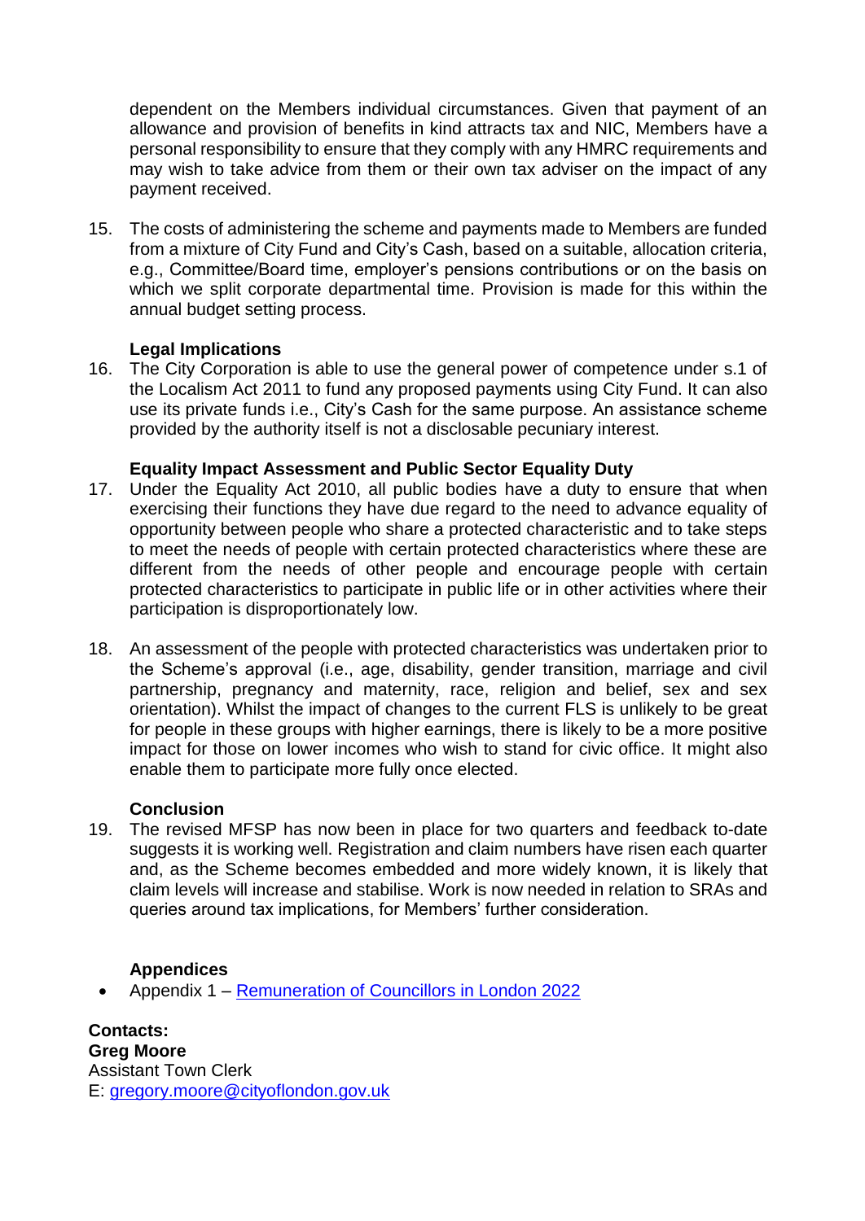dependent on the Members individual circumstances. Given that payment of an allowance and provision of benefits in kind attracts tax and NIC, Members have a personal responsibility to ensure that they comply with any HMRC requirements and may wish to take advice from them or their own tax adviser on the impact of any payment received.

15. The costs of administering the scheme and payments made to Members are funded from a mixture of City Fund and City's Cash, based on a suitable, allocation criteria, e.g., Committee/Board time, employer's pensions contributions or on the basis on which we split corporate departmental time. Provision is made for this within the annual budget setting process.

**Legal Implications**

16. The City Corporation is able to use the general power of competence under s.1 of the Localism Act 2011 to fund any proposed payments using City Fund. It can also use its private funds i.e., City's Cash for the same purpose. An assistance scheme provided by the authority itself is not a disclosable pecuniary interest.

**Equality Impact Assessment and Public Sector Equality Duty**

17. Under the Equality Act 2010, all public bodies have a duty to ensure that when exercising their functions they have due regard to the need to advance equality of opportunity between people who share a protected characteristic and to take steps to meet the needs of people with certain protected characteristics where these are different from the needs of other people and encourage people with certain protected characteristics to participate in public life or in other activities where their participation is disproportionately low.

18. An assessment of the people with protected characteristics was undertaken prior to the Scheme's approval (i.e., age, disability, gender transition, marriage and civil partnership, pregnancy and maternity, race, religion and belief, sex and sex orientation). Whilst the impact of changes to the current FLS is unlikely to be great for people in these groups with higher earnings, there is likely to be a more positive impact for those on lower incomes who wish to stand for civic office. It might also enable them to participate more fully once elected.

**Conclusion**

19. The revised MFSP has now been in place for two quarters and feedback to-date suggests it is working well. Registration and claim numbers have risen each quarter and, as the Scheme becomes embedded and more widely known, it is likely that claim levels will increase and stabilise. Work is now needed in relation to SRAs and queries around tax implications, for Members' further consideration.

**Appendices**

- Appendix 1 – Remuneration of Councillors in London 2022

**Contacts:**
**Greg Moore**
Assistant Town Clerk
E: gregory.moore@cityoflondon.gov.uk